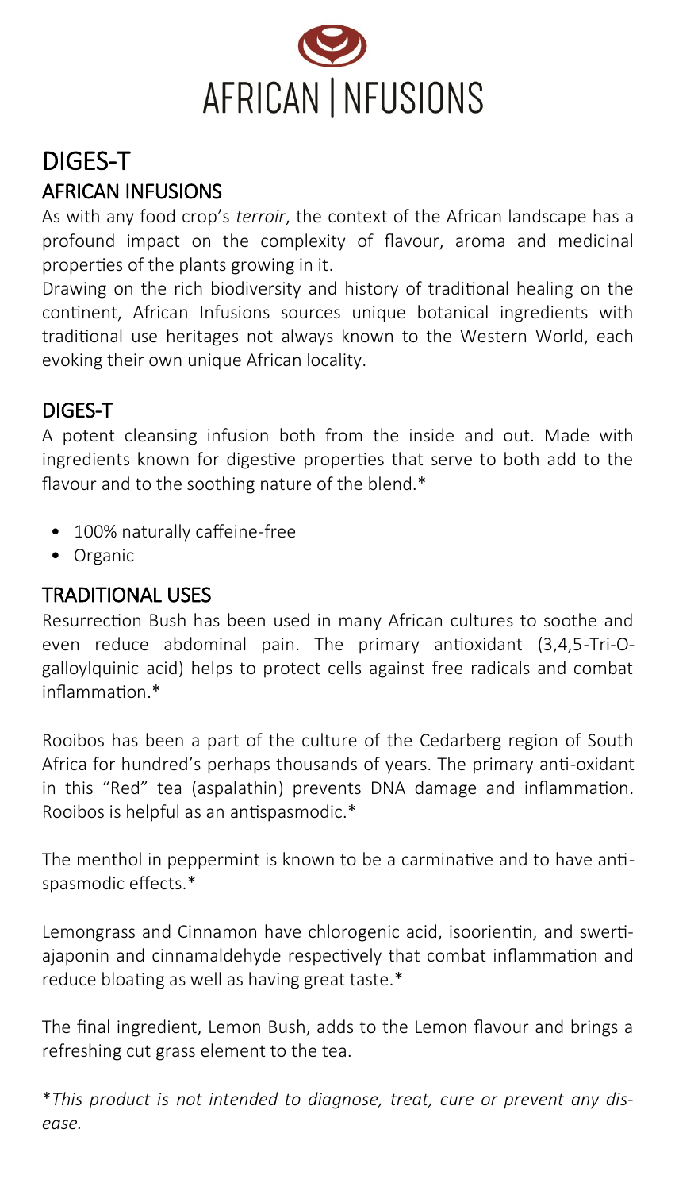# AFRICAN | NFUSIONS

# DIGES-T

## AFRICAN INFUSIONS

As with any food crop's *terroir*, the context of the African landscape has a profound impact on the complexity of flavour, aroma and medicinal properties of the plants growing in it.

Drawing on the rich biodiversity and history of traditional healing on the continent, African Infusions sources unique botanical ingredients with traditional use heritages not always known to the Western World, each evoking their own unique African locality.

## DIGES-T

A potent cleansing infusion both from the inside and out. Made with ingredients known for digestive properties that serve to both add to the flavour and to the soothing nature of the blend.*

- 100% naturally caffeine-free
- Organic

## TRADITIONAL USES

Resurrection Bush has been used in many African cultures to soothe and even reduce abdominal pain. The primary antioxidant (3,4,5-Tri-O-galloylquinic acid) helps to protect cells against free radicals and combat inflammation.*

Rooibos has been a part of the culture of the Cedarberg region of South Africa for hundred's perhaps thousands of years. The primary anti-oxidant in this "Red" tea (aspalathin) prevents DNA damage and inflammation. Rooibos is helpful as an antispasmodic.*

The menthol in peppermint is known to be a carminative and to have anti-spasmodic effects.*

Lemongrass and Cinnamon have chlorogenic acid, isoorientin, and swertiajaponin and cinnamaldehyde respectively that combat inflammation and reduce bloating as well as having great taste.*

The final ingredient, Lemon Bush, adds to the Lemon flavour and brings a refreshing cut grass element to the tea.

**This product is not intended to diagnose, treat, cure or prevent any disease.*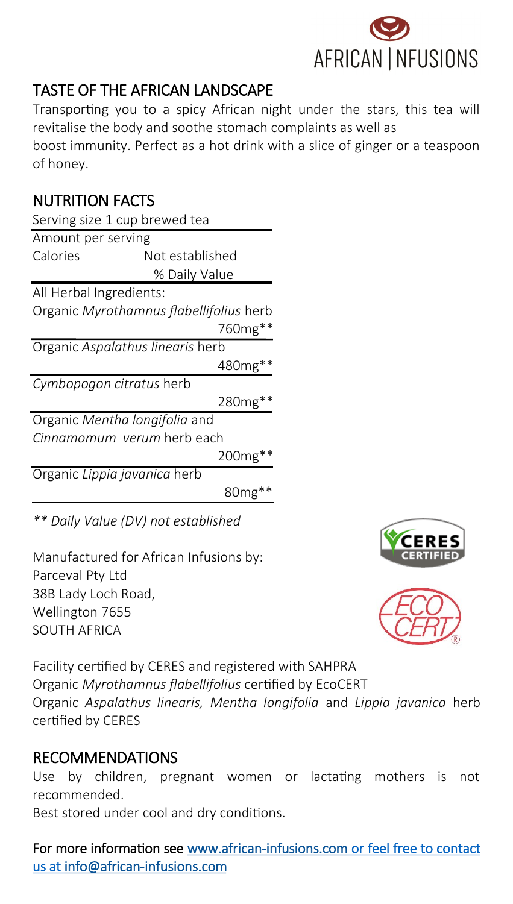AFRICAN | NFUSIONS

## TASTE OF THE AFRICAN LANDSCAPE

Transporting you to a spicy African night under the stars, this tea will revitalise the body and soothe stomach complaints as well as boost immunity. Perfect as a hot drink with a slice of ginger or a teaspoon of honey.

## NUTRITION FACTS

| | |
|---|---|
| Serving size 1 cup brewed tea | |
| Amount per serving | |
| Calories | Not established |
| | % Daily Value |
| All Herbal Ingredients: | |
| Organic *Myrothamnus flabellifolius* herb | 760mg** |
| Organic *Aspalathus linearis* herb | 480mg** |
| *Cymbopogon citratus* herb | 280mg** |
| Organic *Mentha longifolia* and *Cinnamomum verum* herb each | 200mg** |
| Organic *Lippia javanica* herb | 80mg** |

*** Daily Value (DV) not established*

Manufactured for African Infusions by:
Parceval Pty Ltd
38B Lady Loch Road,
Wellington 7655
SOUTH AFRICA

CERES CERTIFIED

ECO CERT

Facility certified by CERES and registered with SAHPRA
Organic *Myrothamnus flabellifolius* certified by EcoCERT
Organic *Aspalathus linearis, Mentha longifolia* and *Lippia javanica* herb certified by CERES

## RECOMMENDATIONS

Use by children, pregnant women or lactating mothers is not recommended.
Best stored under cool and dry conditions.

**For more information see** www.african-infusions.com or feel free to contact us at info@african-infusions.com